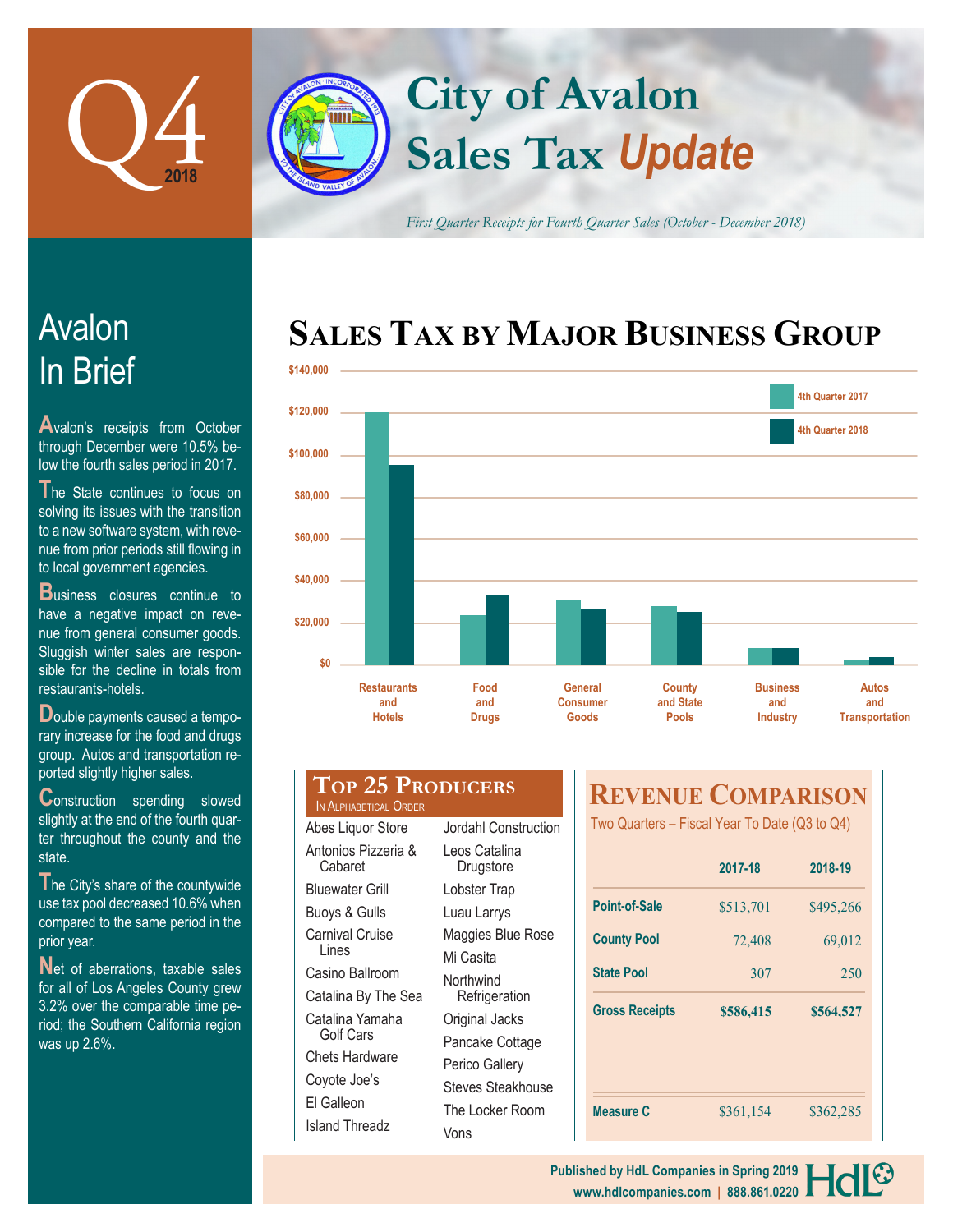# Q4 2018

# City of Avalon Sales Tax *Update*

*First Quarter Receipts for Fourth Quarter Sales (October - December 2018)*

## Avalon In Brief

Avalon's receipts from October through December were 10.5% below the fourth sales period in 2017.

The State continues to focus on solving its issues with the transition to a new software system, with revenue from prior periods still flowing in to local government agencies.

Business closures continue to have a negative impact on revenue from general consumer goods. Sluggish winter sales are responsible for the decline in totals from restaurants-hotels.

Double payments caused a temporary increase for the food and drugs group. Autos and transportation reported slightly higher sales.

Construction spending slowed slightly at the end of the fourth quarter throughout the county and the state.

The City's share of the countywide use tax pool decreased 10.6% when compared to the same period in the prior year.

Net of aberrations, taxable sales for all of Los Angeles County grew 3.2% over the comparable time period; the Southern California region was up 2.6%.

## Sales Tax by Major Business Group

Legend: 4th Quarter 2017, 4th Quarter 2018

Y-axis: $0 to $140,000

Categories: Restaurants and Hotels; Food and Drugs; General Consumer Goods; County and State Pools; Business and Industry; Autos and Transportation

## Top 25 Producers

In Alphabetical Order

- Abes Liquor Store
- Antonios Pizzeria & Cabaret
- Bluewater Grill
- Buoys & Gulls
- Carnival Cruise Lines
- Casino Ballroom
- Catalina By The Sea
- Catalina Yamaha Golf Cars
- Chets Hardware
- Coyote Joe's
- El Galleon
- Island Threadz
- Jordahl Construction
- Leos Catalina Drugstore
- Lobster Trap
- Luau Larrys
- Maggies Blue Rose
- Mi Casita
- Northwind Refrigeration
- Original Jacks
- Pancake Cottage
- Perico Gallery
- Steves Steakhouse
- The Locker Room
- Vons

## Revenue Comparison

Two Quarters – Fiscal Year To Date (Q3 to Q4)

| | 2017-18 | 2018-19 |
|---|---|---|
| Point-of-Sale | $513,701 | $495,266 |
| County Pool | 72,408 | 69,012 |
| State Pool | 307 | 250 |
| **Gross Receipts** | **$586,415** | **$564,527** |
| Measure C | $361,154 | $362,285 |

Published by HdL Companies in Spring 2019
www.hdlcompanies.com | 888.861.0220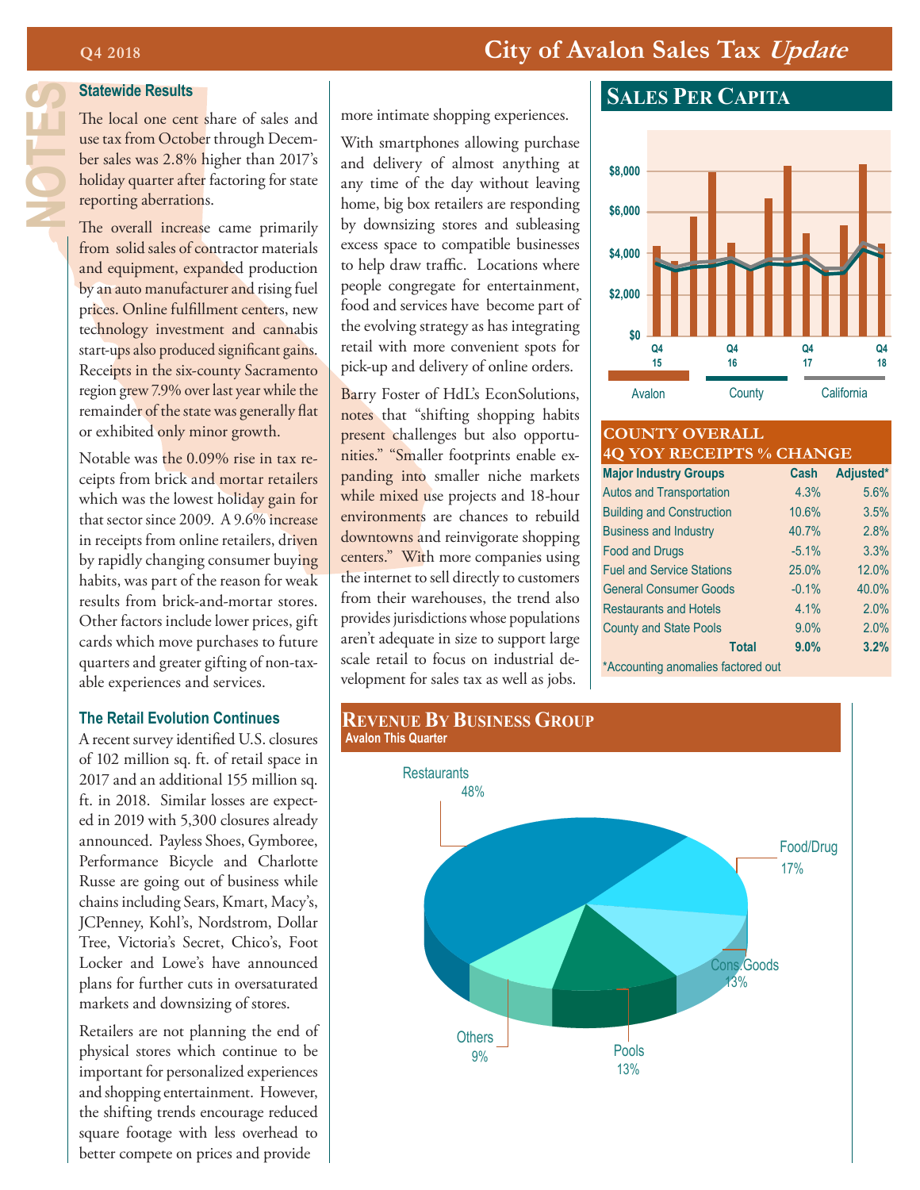Q4 2018

# City of Avalon Sales Tax *Update*

NOTES

### Statewide Results

The local one cent share of sales and use tax from October through December sales was 2.8% higher than 2017's holiday quarter after factoring for state reporting aberrations.

The overall increase came primarily from solid sales of contractor materials and equipment, expanded production by an auto manufacturer and rising fuel prices. Online fulfillment centers, new technology investment and cannabis start-ups also produced significant gains. Receipts in the six-county Sacramento region grew 7.9% over last year while the remainder of the state was generally flat or exhibited only minor growth.

Notable was the 0.09% rise in tax receipts from brick and mortar retailers which was the lowest holiday gain for that sector since 2009. A 9.6% increase in receipts from online retailers, driven by rapidly changing consumer buying habits, was part of the reason for weak results from brick-and-mortar stores. Other factors include lower prices, gift cards which move purchases to future quarters and greater gifting of non-taxable experiences and services.

### The Retail Evolution Continues

A recent survey identified U.S. closures of 102 million sq. ft. of retail space in 2017 and an additional 155 million sq. ft. in 2018. Similar losses are expected in 2019 with 5,300 closures already announced. Payless Shoes, Gymboree, Performance Bicycle and Charlotte Russe are going out of business while chains including Sears, Kmart, Macy's, JCPenney, Kohl's, Nordstrom, Dollar Tree, Victoria's Secret, Chico's, Foot Locker and Lowe's have announced plans for further cuts in oversaturated markets and downsizing of stores.

Retailers are not planning the end of physical stores which continue to be important for personalized experiences and shopping entertainment. However, the shifting trends encourage reduced square footage with less overhead to better compete on prices and provide more intimate shopping experiences.

With smartphones allowing purchase and delivery of almost anything at any time of the day without leaving home, big box retailers are responding by downsizing stores and subleasing excess space to compatible businesses to help draw traffic. Locations where people congregate for entertainment, food and services have become part of the evolving strategy as has integrating retail with more convenient spots for pick-up and delivery of online orders.

Barry Foster of HdL's EconSolutions, notes that "shifting shopping habits present challenges but also opportunities." "Smaller footprints enable expanding into smaller niche markets while mixed use projects and 18-hour environments are chances to rebuild downtowns and reinvigorate shopping centers." With more companies using the internet to sell directly to customers from their warehouses, the trend also provides jurisdictions whose populations aren't adequate in size to support large scale retail to focus on industrial development for sales tax as well as jobs.

## Sales Per Capita

$8,000
$6,000
$4,000
$2,000
$0
Q4 15
Q4 16
Q4 17
Q4 18
Avalon
County
California

## County Overall 4Q YOY Receipts % Change

| Major Industry Groups | Cash | Adjusted* |
|---|---|---|
| Autos and Transportation | 4.3% | 5.6% |
| Building and Construction | 10.6% | 3.5% |
| Business and Industry | 40.7% | 2.8% |
| Food and Drugs | -5.1% | 3.3% |
| Fuel and Service Stations | 25.0% | 12.0% |
| General Consumer Goods | -0.1% | 40.0% |
| Restaurants and Hotels | 4.1% | 2.0% |
| County and State Pools | 9.0% | 2.0% |
| **Total** | **9.0%** | **3.2%** |

*Accounting anomalies factored out

## Revenue By Business Group

**Avalon This Quarter**

Restaurants 48%
Food/Drug 17%
Cons.Goods 13%
Pools 13%
Others 9%